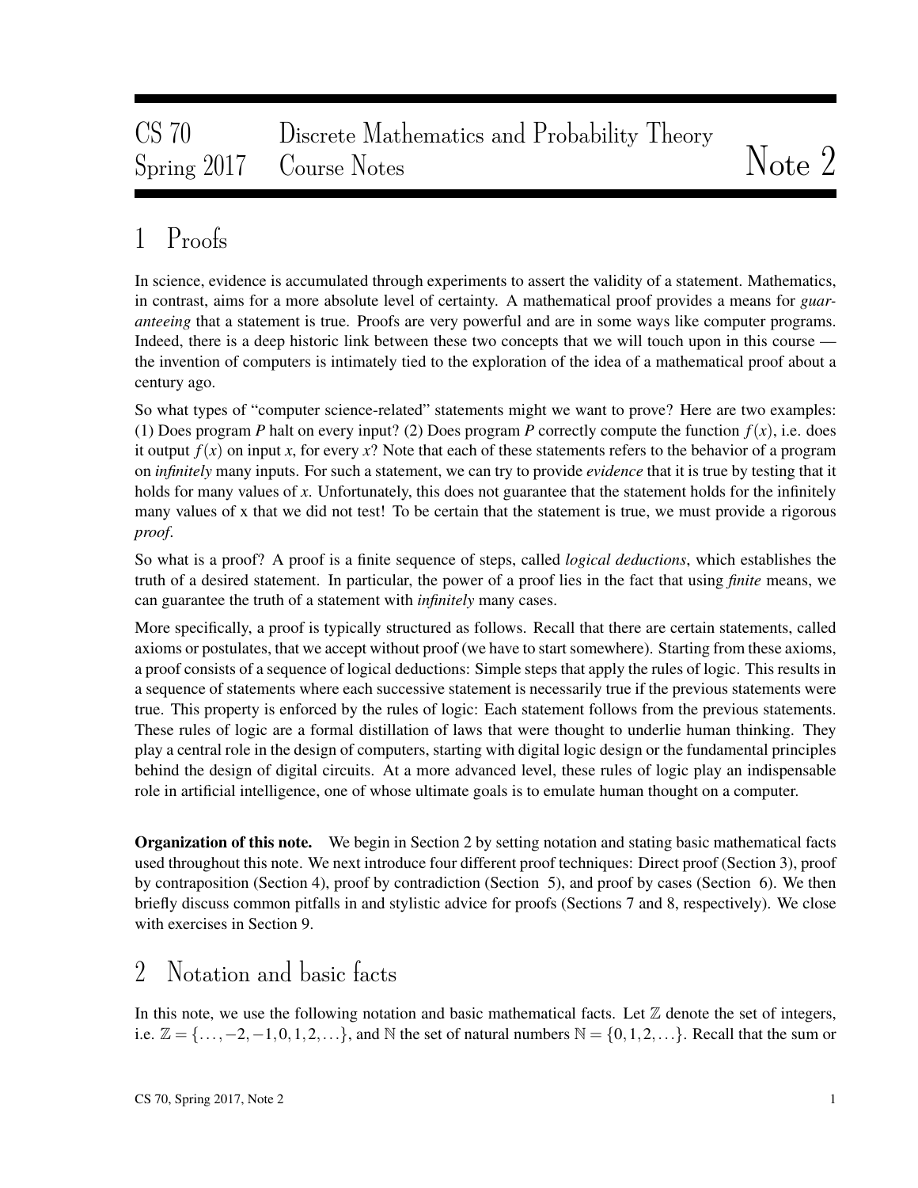# CS 70 Discrete Mathematics and Probability Theory
## Spring 2017 Course Notes — Note 2

## 1 Proofs

In science, evidence is accumulated through experiments to assert the validity of a statement. Mathematics, in contrast, aims for a more absolute level of certainty. A mathematical proof provides a means for *guaranteeing* that a statement is true. Proofs are very powerful and are in some ways like computer programs. Indeed, there is a deep historic link between these two concepts that we will touch upon in this course — the invention of computers is intimately tied to the exploration of the idea of a mathematical proof about a century ago.

So what types of "computer science-related" statements might we want to prove? Here are two examples: (1) Does program $P$ halt on every input? (2) Does program $P$ correctly compute the function $f(x)$, i.e. does it output $f(x)$ on input $x$, for every $x$? Note that each of these statements refers to the behavior of a program on *infinitely* many inputs. For such a statement, we can try to provide *evidence* that it is true by testing that it holds for many values of $x$. Unfortunately, this does not guarantee that the statement holds for the infinitely many values of x that we did not test! To be certain that the statement is true, we must provide a rigorous *proof*.

So what is a proof? A proof is a finite sequence of steps, called *logical deductions*, which establishes the truth of a desired statement. In particular, the power of a proof lies in the fact that using *finite* means, we can guarantee the truth of a statement with *infinitely* many cases.

More specifically, a proof is typically structured as follows. Recall that there are certain statements, called axioms or postulates, that we accept without proof (we have to start somewhere). Starting from these axioms, a proof consists of a sequence of logical deductions: Simple steps that apply the rules of logic. This results in a sequence of statements where each successive statement is necessarily true if the previous statements were true. This property is enforced by the rules of logic: Each statement follows from the previous statements. These rules of logic are a formal distillation of laws that were thought to underlie human thinking. They play a central role in the design of computers, starting with digital logic design or the fundamental principles behind the design of digital circuits. At a more advanced level, these rules of logic play an indispensable role in artificial intelligence, one of whose ultimate goals is to emulate human thought on a computer.

**Organization of this note.** We begin in Section 2 by setting notation and stating basic mathematical facts used throughout this note. We next introduce four different proof techniques: Direct proof (Section 3), proof by contraposition (Section 4), proof by contradiction (Section 5), and proof by cases (Section 6). We then briefly discuss common pitfalls in and stylistic advice for proofs (Sections 7 and 8, respectively). We close with exercises in Section 9.

## 2 Notation and basic facts

In this note, we use the following notation and basic mathematical facts. Let $\mathbb{Z}$ denote the set of integers, i.e. $\mathbb{Z} = \{\ldots, -2, -1, 0, 1, 2, \ldots\}$, and $\mathbb{N}$ the set of natural numbers $\mathbb{N} = \{0, 1, 2, \ldots\}$. Recall that the sum or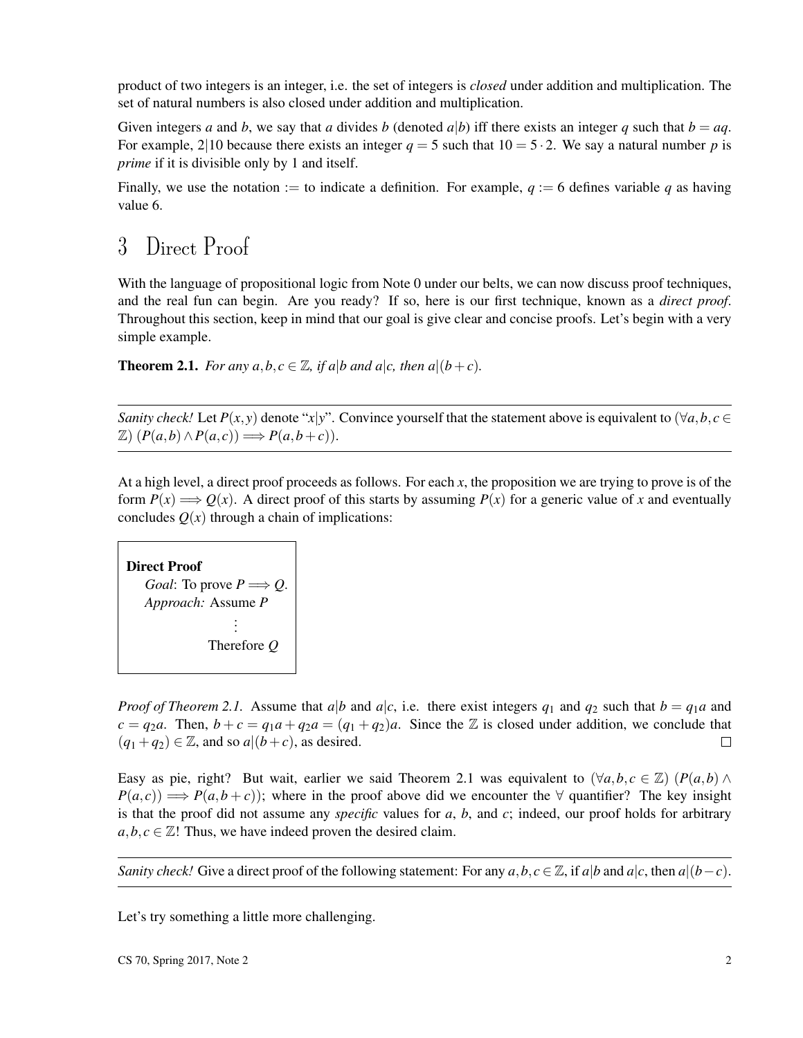product of two integers is an integer, i.e. the set of integers is *closed* under addition and multiplication. The set of natural numbers is also closed under addition and multiplication.

Given integers $a$ and $b$, we say that $a$ divides $b$ (denoted $a|b$) iff there exists an integer $q$ such that $b = aq$. For example, $2|10$ because there exists an integer $q = 5$ such that $10 = 5 \cdot 2$. We say a natural number $p$ is *prime* if it is divisible only by 1 and itself.

Finally, we use the notation $:=$ to indicate a definition. For example, $q := 6$ defines variable $q$ as having value 6.

# 3 Direct Proof

With the language of propositional logic from Note 0 under our belts, we can now discuss proof techniques, and the real fun can begin. Are you ready? If so, here is our first technique, known as a *direct proof*. Throughout this section, keep in mind that our goal is give clear and concise proofs. Let's begin with a very simple example.

**Theorem 2.1.** *For any $a,b,c \in \mathbb{Z}$, if $a|b$ and $a|c$, then $a|(b+c)$.*

---

*Sanity check!* Let $P(x,y)$ denote "$x|y$". Convince yourself that the statement above is equivalent to $(\forall a,b,c \in \mathbb{Z})\ (P(a,b) \wedge P(a,c)) \implies P(a,b+c))$.

---

At a high level, a direct proof proceeds as follows. For each $x$, the proposition we are trying to prove is of the form $P(x) \implies Q(x)$. A direct proof of this starts by assuming $P(x)$ for a generic value of $x$ and eventually concludes $Q(x)$ through a chain of implications:

> **Direct Proof**
> *Goal*: To prove $P \implies Q$.
> *Approach:* Assume $P$
> ⋮
> Therefore $Q$

*Proof of Theorem 2.1.* Assume that $a|b$ and $a|c$, i.e. there exist integers $q_1$ and $q_2$ such that $b = q_1 a$ and $c = q_2 a$. Then, $b + c = q_1 a + q_2 a = (q_1 + q_2)a$. Since the $\mathbb{Z}$ is closed under addition, we conclude that $(q_1 + q_2) \in \mathbb{Z}$, and so $a|(b+c)$, as desired. $\square$

Easy as pie, right? But wait, earlier we said Theorem 2.1 was equivalent to $(\forall a,b,c \in \mathbb{Z})\ (P(a,b) \wedge P(a,c)) \implies P(a,b+c))$; where in the proof above did we encounter the $\forall$ quantifier? The key insight is that the proof did not assume any *specific* values for $a$, $b$, and $c$; indeed, our proof holds for arbitrary $a,b,c \in \mathbb{Z}$! Thus, we have indeed proven the desired claim.

---

*Sanity check!* Give a direct proof of the following statement: For any $a,b,c \in \mathbb{Z}$, if $a|b$ and $a|c$, then $a|(b-c)$.

---

Let's try something a little more challenging.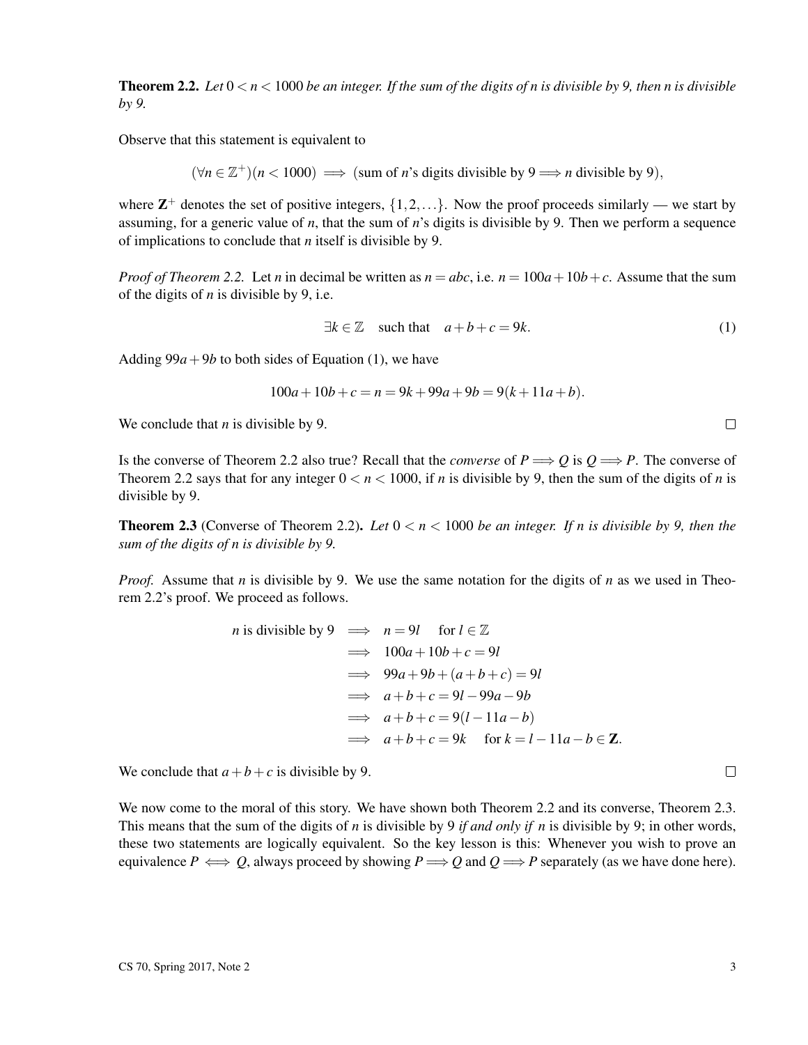**Theorem 2.2.** *Let $0 < n < 1000$ be an integer. If the sum of the digits of n is divisible by 9, then n is divisible by 9.*

Observe that this statement is equivalent to

$$(\forall n \in \mathbb{Z}^+)(n < 1000) \implies (\text{sum of } n\text{'s digits divisible by } 9 \implies n \text{ divisible by } 9),$$

where $\mathbf{Z}^+$ denotes the set of positive integers, $\{1, 2, \ldots\}$. Now the proof proceeds similarly — we start by assuming, for a generic value of $n$, that the sum of $n$'s digits is divisible by 9. Then we perform a sequence of implications to conclude that $n$ itself is divisible by 9.

*Proof of Theorem 2.2.* Let $n$ in decimal be written as $n = abc$, i.e. $n = 100a + 10b + c$. Assume that the sum of the digits of $n$ is divisible by 9, i.e.

$$\exists k \in \mathbb{Z} \quad \text{such that} \quad a + b + c = 9k. \tag{1}$$

Adding $99a + 9b$ to both sides of Equation (1), we have

$$100a + 10b + c = n = 9k + 99a + 9b = 9(k + 11a + b).$$

We conclude that $n$ is divisible by 9. □

Is the converse of Theorem 2.2 also true? Recall that the *converse* of $P \implies Q$ is $Q \implies P$. The converse of Theorem 2.2 says that for any integer $0 < n < 1000$, if $n$ is divisible by 9, then the sum of the digits of $n$ is divisible by 9.

**Theorem 2.3** (Converse of Theorem 2.2)**.** *Let $0 < n < 1000$ be an integer. If n is divisible by 9, then the sum of the digits of n is divisible by 9.*

*Proof.* Assume that $n$ is divisible by 9. We use the same notation for the digits of $n$ as we used in Theorem 2.2's proof. We proceed as follows.

$$
\begin{aligned}
n \text{ is divisible by } 9 &\implies n = 9l \quad \text{for } l \in \mathbb{Z} \\
&\implies 100a + 10b + c = 9l \\
&\implies 99a + 9b + (a + b + c) = 9l \\
&\implies a + b + c = 9l - 99a - 9b \\
&\implies a + b + c = 9(l - 11a - b) \\
&\implies a + b + c = 9k \quad \text{for } k = l - 11a - b \in \mathbf{Z}.
\end{aligned}
$$

We conclude that $a + b + c$ is divisible by 9. □

We now come to the moral of this story. We have shown both Theorem 2.2 and its converse, Theorem 2.3. This means that the sum of the digits of $n$ is divisible by 9 *if and only if* $n$ is divisible by 9; in other words, these two statements are logically equivalent. So the key lesson is this: Whenever you wish to prove an equivalence $P \iff Q$, always proceed by showing $P \implies Q$ and $Q \implies P$ separately (as we have done here).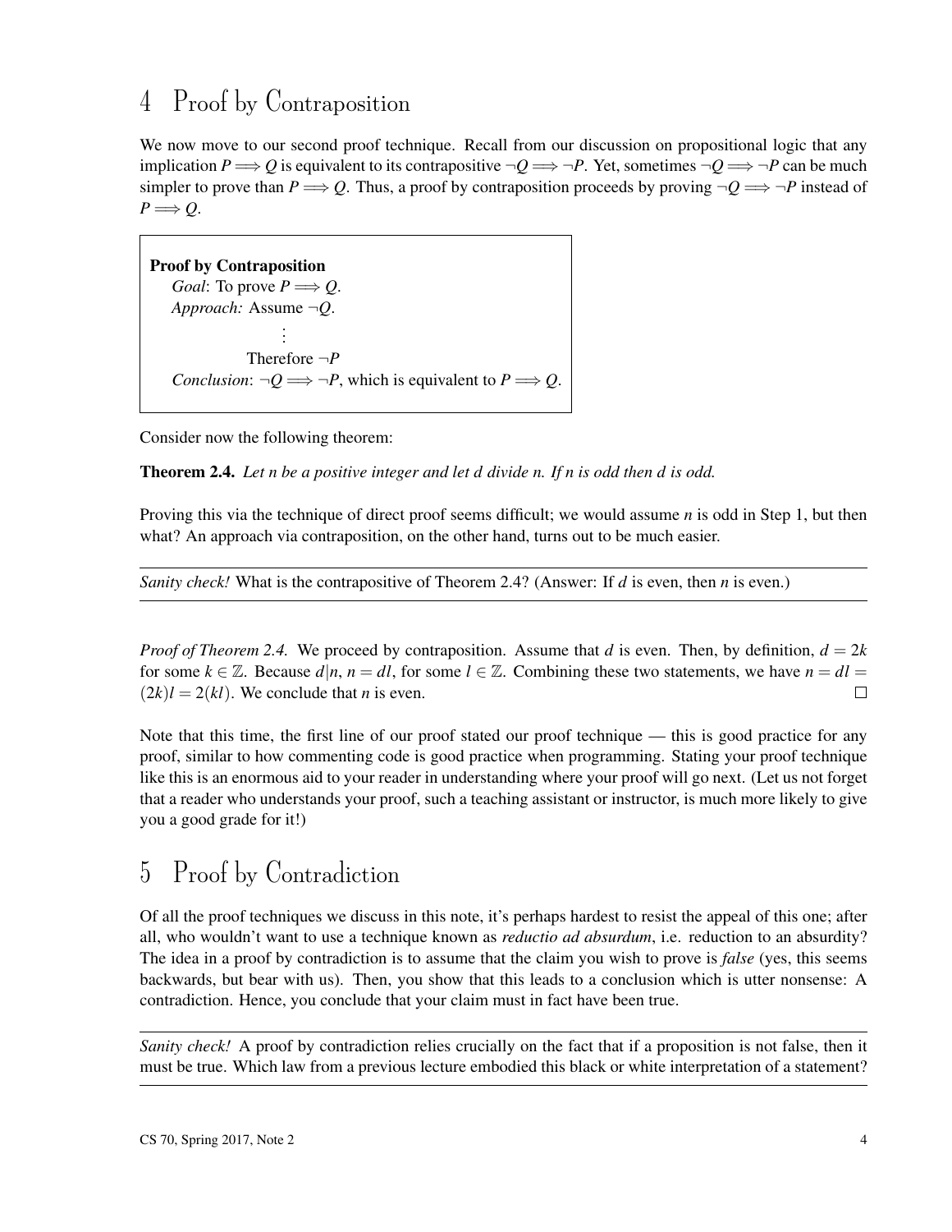# 4 Proof by Contraposition

We now move to our second proof technique. Recall from our discussion on propositional logic that any implication $P \implies Q$ is equivalent to its contrapositive $\neg Q \implies \neg P$. Yet, sometimes $\neg Q \implies \neg P$ can be much simpler to prove than $P \implies Q$. Thus, a proof by contraposition proceeds by proving $\neg Q \implies \neg P$ instead of $P \implies Q$.

> **Proof by Contraposition**
> *Goal*: To prove $P \implies Q$.
> *Approach:* Assume $\neg Q$.
> ⋮
> Therefore $\neg P$
> *Conclusion*: $\neg Q \implies \neg P$, which is equivalent to $P \implies Q$.

Consider now the following theorem:

**Theorem 2.4.** *Let n be a positive integer and let d divide n. If n is odd then d is odd.*

Proving this via the technique of direct proof seems difficult; we would assume $n$ is odd in Step 1, but then what? An approach via contraposition, on the other hand, turns out to be much easier.

---

*Sanity check!* What is the contrapositive of Theorem 2.4? (Answer: If $d$ is even, then $n$ is even.)

---

*Proof of Theorem 2.4.* We proceed by contraposition. Assume that $d$ is even. Then, by definition, $d = 2k$ for some $k \in \mathbb{Z}$. Because $d|n$, $n = dl$, for some $l \in \mathbb{Z}$. Combining these two statements, we have $n = dl = (2k)l = 2(kl)$. We conclude that $n$ is even. □

Note that this time, the first line of our proof stated our proof technique — this is good practice for any proof, similar to how commenting code is good practice when programming. Stating your proof technique like this is an enormous aid to your reader in understanding where your proof will go next. (Let us not forget that a reader who understands your proof, such a teaching assistant or instructor, is much more likely to give you a good grade for it!)

# 5 Proof by Contradiction

Of all the proof techniques we discuss in this note, it's perhaps hardest to resist the appeal of this one; after all, who wouldn't want to use a technique known as *reductio ad absurdum*, i.e. reduction to an absurdity? The idea in a proof by contradiction is to assume that the claim you wish to prove is *false* (yes, this seems backwards, but bear with us). Then, you show that this leads to a conclusion which is utter nonsense: A contradiction. Hence, you conclude that your claim must in fact have been true.

---

*Sanity check!* A proof by contradiction relies crucially on the fact that if a proposition is not false, then it must be true. Which law from a previous lecture embodied this black or white interpretation of a statement?

---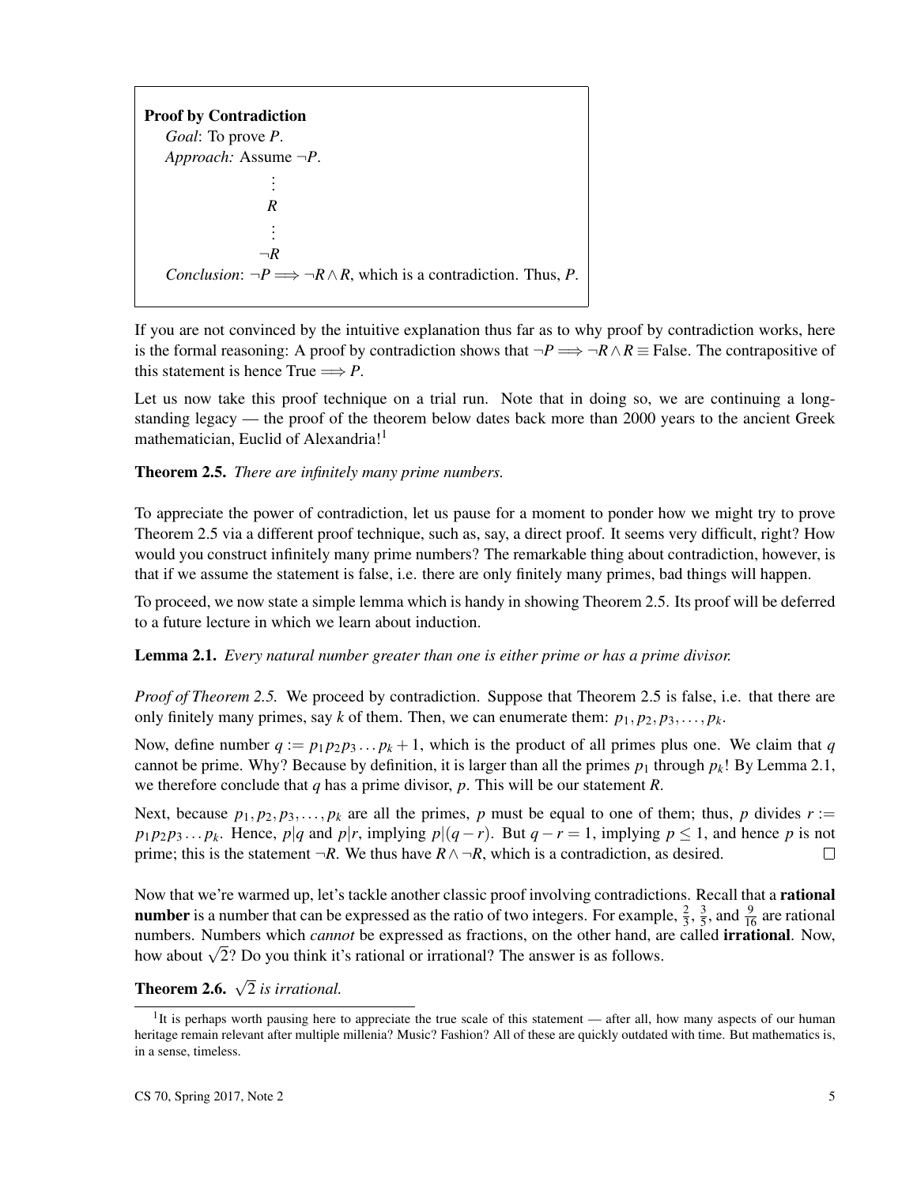**Proof by Contradiction**

*Goal*: To prove $P$.

*Approach:* Assume $\neg P$.

$$\vdots$$

$$R$$

$$\vdots$$

$$\neg R$$

*Conclusion*: $\neg P \Longrightarrow \neg R \wedge R$, which is a contradiction. Thus, $P$.

If you are not convinced by the intuitive explanation thus far as to why proof by contradiction works, here is the formal reasoning: A proof by contradiction shows that $\neg P \Longrightarrow \neg R \wedge R \equiv$ False. The contrapositive of this statement is hence True $\Longrightarrow P$.

Let us now take this proof technique on a trial run. Note that in doing so, we are continuing a long-standing legacy — the proof of the theorem below dates back more than 2000 years to the ancient Greek mathematician, Euclid of Alexandria![1]

**Theorem 2.5.** *There are infinitely many prime numbers.*

To appreciate the power of contradiction, let us pause for a moment to ponder how we might try to prove Theorem 2.5 via a different proof technique, such as, say, a direct proof. It seems very difficult, right? How would you construct infinitely many prime numbers? The remarkable thing about contradiction, however, is that if we assume the statement is false, i.e. there are only finitely many primes, bad things will happen.

To proceed, we now state a simple lemma which is handy in showing Theorem 2.5. Its proof will be deferred to a future lecture in which we learn about induction.

**Lemma 2.1.** *Every natural number greater than one is either prime or has a prime divisor.*

*Proof of Theorem 2.5.* We proceed by contradiction. Suppose that Theorem 2.5 is false, i.e. that there are only finitely many primes, say $k$ of them. Then, we can enumerate them: $p_1, p_2, p_3, \ldots, p_k$.

Now, define number $q := p_1 p_2 p_3 \ldots p_k + 1$, which is the product of all primes plus one. We claim that $q$ cannot be prime. Why? Because by definition, it is larger than all the primes $p_1$ through $p_k$! By Lemma 2.1, we therefore conclude that $q$ has a prime divisor, $p$. This will be our statement $R$.

Next, because $p_1, p_2, p_3, \ldots, p_k$ are all the primes, $p$ must be equal to one of them; thus, $p$ divides $r := p_1 p_2 p_3 \ldots p_k$. Hence, $p|q$ and $p|r$, implying $p|(q-r)$. But $q - r = 1$, implying $p \leq 1$, and hence $p$ is not prime; this is the statement $\neg R$. We thus have $R \wedge \neg R$, which is a contradiction, as desired. $\square$

Now that we're warmed up, let's tackle another classic proof involving contradictions. Recall that a **rational number** is a number that can be expressed as the ratio of two integers. For example, $\frac{2}{3}$, $\frac{3}{5}$, and $\frac{9}{16}$ are rational numbers. Numbers which *cannot* be expressed as fractions, on the other hand, are called **irrational**. Now, how about $\sqrt{2}$? Do you think it's rational or irrational? The answer is as follows.

**Theorem 2.6.** $\sqrt{2}$ *is irrational.*

[1] It is perhaps worth pausing here to appreciate the true scale of this statement — after all, how many aspects of our human heritage remain relevant after multiple millenia? Music? Fashion? All of these are quickly outdated with time. But mathematics is, in a sense, timeless.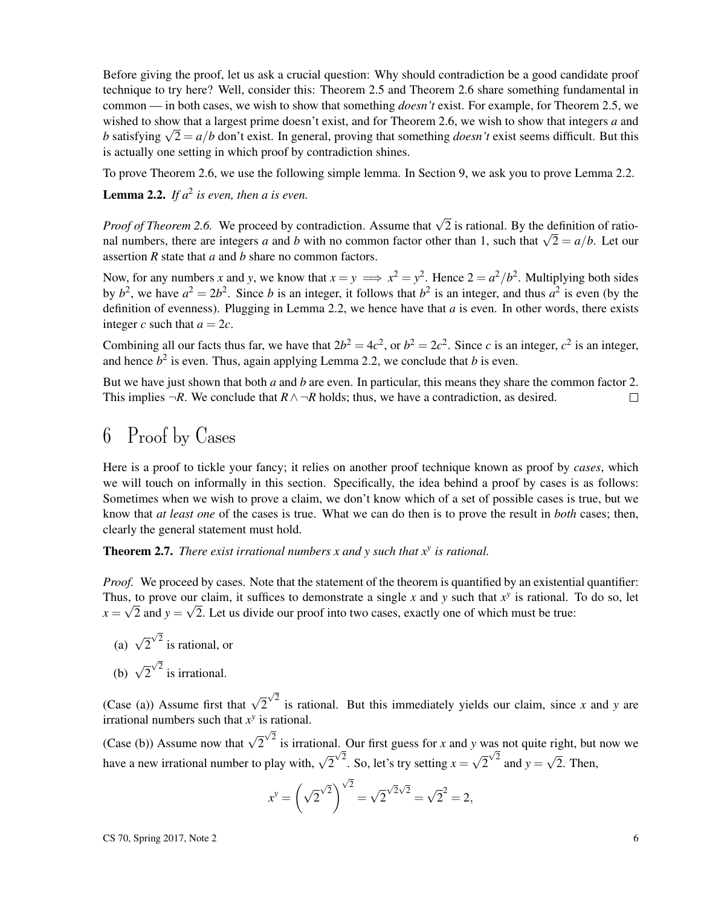Before giving the proof, let us ask a crucial question: Why should contradiction be a good candidate proof technique to try here? Well, consider this: Theorem 2.5 and Theorem 2.6 share something fundamental in common — in both cases, we wish to show that something *doesn't* exist. For example, for Theorem 2.5, we wished to show that a largest prime doesn't exist, and for Theorem 2.6, we wish to show that integers $a$ and $b$ satisfying $\sqrt{2} = a/b$ don't exist. In general, proving that something *doesn't* exist seems difficult. But this is actually one setting in which proof by contradiction shines.

To prove Theorem 2.6, we use the following simple lemma. In Section 9, we ask you to prove Lemma 2.2.

**Lemma 2.2.** *If $a^2$ is even, then $a$ is even.*

*Proof of Theorem 2.6.* We proceed by contradiction. Assume that $\sqrt{2}$ is rational. By the definition of rational numbers, there are integers $a$ and $b$ with no common factor other than 1, such that $\sqrt{2} = a/b$. Let our assertion $R$ state that $a$ and $b$ share no common factors.

Now, for any numbers $x$ and $y$, we know that $x = y \implies x^2 = y^2$. Hence $2 = a^2/b^2$. Multiplying both sides by $b^2$, we have $a^2 = 2b^2$. Since $b$ is an integer, it follows that $b^2$ is an integer, and thus $a^2$ is even (by the definition of evenness). Plugging in Lemma 2.2, we hence have that $a$ is even. In other words, there exists integer $c$ such that $a = 2c$.

Combining all our facts thus far, we have that $2b^2 = 4c^2$, or $b^2 = 2c^2$. Since $c$ is an integer, $c^2$ is an integer, and hence $b^2$ is even. Thus, again applying Lemma 2.2, we conclude that $b$ is even.

But we have just shown that both $a$ and $b$ are even. In particular, this means they share the common factor 2. This implies $\neg R$. We conclude that $R \wedge \neg R$ holds; thus, we have a contradiction, as desired. $\square$

# 6 Proof by Cases

Here is a proof to tickle your fancy; it relies on another proof technique known as proof by *cases*, which we will touch on informally in this section. Specifically, the idea behind a proof by cases is as follows: Sometimes when we wish to prove a claim, we don't know which of a set of possible cases is true, but we know that *at least one* of the cases is true. What we can do then is to prove the result in *both* cases; then, clearly the general statement must hold.

**Theorem 2.7.** *There exist irrational numbers $x$ and $y$ such that $x^y$ is rational.*

*Proof.* We proceed by cases. Note that the statement of the theorem is quantified by an existential quantifier: Thus, to prove our claim, it suffices to demonstrate a single $x$ and $y$ such that $x^y$ is rational. To do so, let $x = \sqrt{2}$ and $y = \sqrt{2}$. Let us divide our proof into two cases, exactly one of which must be true:

(a) $\sqrt{2}^{\sqrt{2}}$ is rational, or

(b) $\sqrt{2}^{\sqrt{2}}$ is irrational.

(Case (a)) Assume first that $\sqrt{2}^{\sqrt{2}}$ is rational. But this immediately yields our claim, since $x$ and $y$ are irrational numbers such that $x^y$ is rational.

(Case (b)) Assume now that $\sqrt{2}^{\sqrt{2}}$ is irrational. Our first guess for $x$ and $y$ was not quite right, but now we have a new irrational number to play with, $\sqrt{2}^{\sqrt{2}}$. So, let's try setting $x = \sqrt{2}^{\sqrt{2}}$ and $y = \sqrt{2}$. Then,

$$x^y = \left(\sqrt{2}^{\sqrt{2}}\right)^{\sqrt{2}} = \sqrt{2}^{\sqrt{2}\sqrt{2}} = \sqrt{2}^2 = 2,$$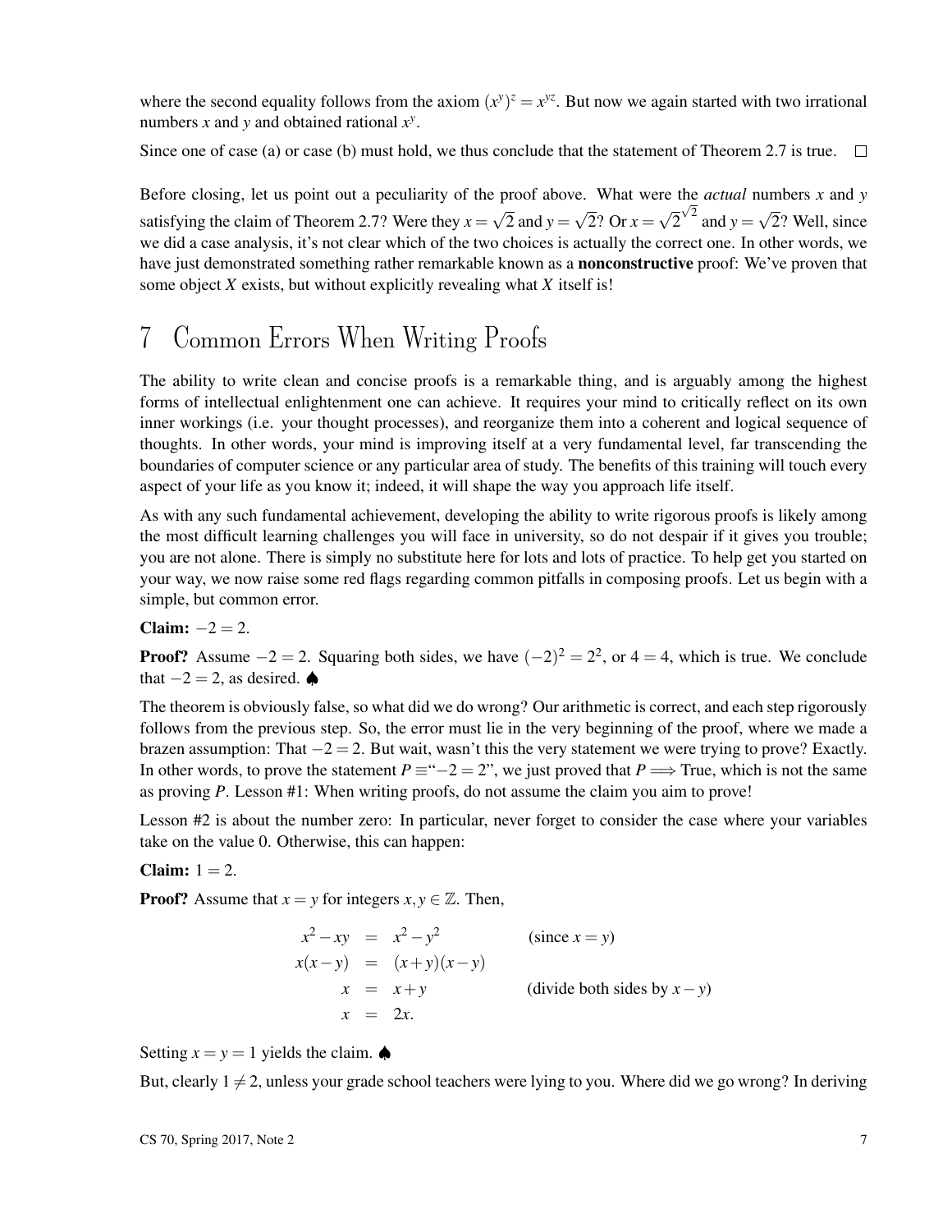where the second equality follows from the axiom $(x^y)^z = x^{yz}$. But now we again started with two irrational numbers $x$ and $y$ and obtained rational $x^y$.

Since one of case (a) or case (b) must hold, we thus conclude that the statement of Theorem 2.7 is true. $\square$

Before closing, let us point out a peculiarity of the proof above. What were the *actual* numbers $x$ and $y$ satisfying the claim of Theorem 2.7? Were they $x = \sqrt{2}$ and $y = \sqrt{2}$? Or $x = \sqrt{2}^{\sqrt{2}}$ and $y = \sqrt{2}$? Well, since we did a case analysis, it's not clear which of the two choices is actually the correct one. In other words, we have just demonstrated something rather remarkable known as a **nonconstructive** proof: We've proven that some object $X$ exists, but without explicitly revealing what $X$ itself is!

# 7 Common Errors When Writing Proofs

The ability to write clean and concise proofs is a remarkable thing, and is arguably among the highest forms of intellectual enlightenment one can achieve. It requires your mind to critically reflect on its own inner workings (i.e. your thought processes), and reorganize them into a coherent and logical sequence of thoughts. In other words, your mind is improving itself at a very fundamental level, far transcending the boundaries of computer science or any particular area of study. The benefits of this training will touch every aspect of your life as you know it; indeed, it will shape the way you approach life itself.

As with any such fundamental achievement, developing the ability to write rigorous proofs is likely among the most difficult learning challenges you will face in university, so do not despair if it gives you trouble; you are not alone. There is simply no substitute here for lots and lots of practice. To help get you started on your way, we now raise some red flags regarding common pitfalls in composing proofs. Let us begin with a simple, but common error.

**Claim:** $-2 = 2$.

**Proof?** Assume $-2 = 2$. Squaring both sides, we have $(-2)^2 = 2^2$, or $4 = 4$, which is true. We conclude that $-2 = 2$, as desired. ♠

The theorem is obviously false, so what did we do wrong? Our arithmetic is correct, and each step rigorously follows from the previous step. So, the error must lie in the very beginning of the proof, where we made a brazen assumption: That $-2 = 2$. But wait, wasn't this the very statement we were trying to prove? Exactly. In other words, to prove the statement $P \equiv$ "$-2 = 2$", we just proved that $P \implies$ True, which is not the same as proving $P$. Lesson #1: When writing proofs, do not assume the claim you aim to prove!

Lesson #2 is about the number zero: In particular, never forget to consider the case where your variables take on the value 0. Otherwise, this can happen:

**Claim:** $1 = 2$.

**Proof?** Assume that $x = y$ for integers $x, y \in \mathbb{Z}$. Then,

$$
\begin{aligned}
x^2 - xy &= x^2 - y^2 && \text{(since } x = y\text{)} \\
x(x-y) &= (x+y)(x-y) && \\
x &= x + y && \text{(divide both sides by } x - y\text{)} \\
x &= 2x. &&
\end{aligned}
$$

Setting $x = y = 1$ yields the claim. ♠

But, clearly $1 \neq 2$, unless your grade school teachers were lying to you. Where did we go wrong? In deriving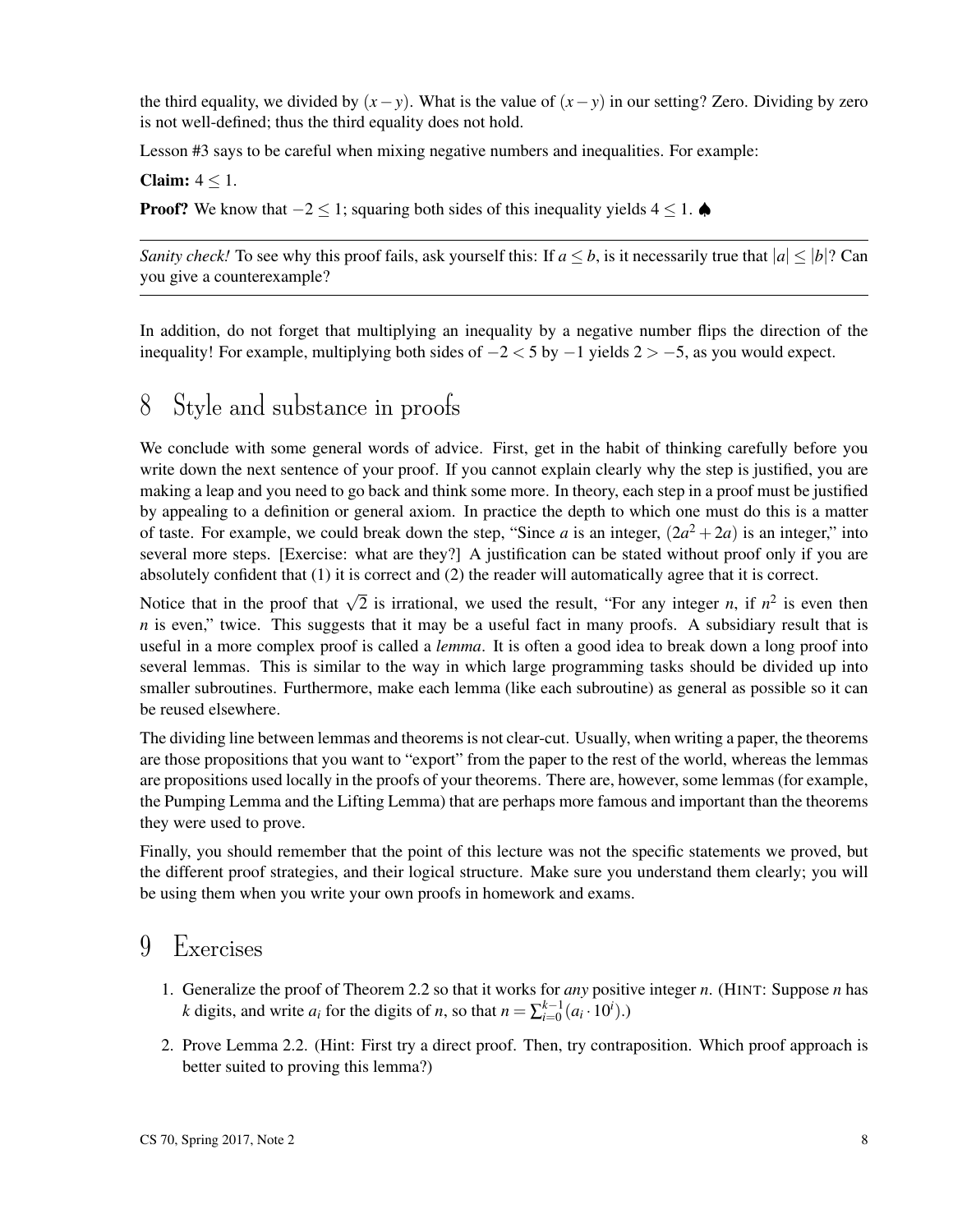the third equality, we divided by $(x-y)$. What is the value of $(x-y)$ in our setting? Zero. Dividing by zero is not well-defined; thus the third equality does not hold.

Lesson #3 says to be careful when mixing negative numbers and inequalities. For example:

**Claim:** $4 \leq 1$.

**Proof?** We know that $-2 \leq 1$; squaring both sides of this inequality yields $4 \leq 1$. ♠

---

*Sanity check!* To see why this proof fails, ask yourself this: If $a \leq b$, is it necessarily true that $|a| \leq |b|$? Can you give a counterexample?

---

In addition, do not forget that multiplying an inequality by a negative number flips the direction of the inequality! For example, multiplying both sides of $-2 < 5$ by $-1$ yields $2 > -5$, as you would expect.

# 8 Style and substance in proofs

We conclude with some general words of advice. First, get in the habit of thinking carefully before you write down the next sentence of your proof. If you cannot explain clearly why the step is justified, you are making a leap and you need to go back and think some more. In theory, each step in a proof must be justified by appealing to a definition or general axiom. In practice the depth to which one must do this is a matter of taste. For example, we could break down the step, "Since $a$ is an integer, $(2a^2+2a)$ is an integer," into several more steps. [Exercise: what are they?] A justification can be stated without proof only if you are absolutely confident that (1) it is correct and (2) the reader will automatically agree that it is correct.

Notice that in the proof that $\sqrt{2}$ is irrational, we used the result, "For any integer $n$, if $n^2$ is even then $n$ is even," twice. This suggests that it may be a useful fact in many proofs. A subsidiary result that is useful in a more complex proof is called a *lemma*. It is often a good idea to break down a long proof into several lemmas. This is similar to the way in which large programming tasks should be divided up into smaller subroutines. Furthermore, make each lemma (like each subroutine) as general as possible so it can be reused elsewhere.

The dividing line between lemmas and theorems is not clear-cut. Usually, when writing a paper, the theorems are those propositions that you want to "export" from the paper to the rest of the world, whereas the lemmas are propositions used locally in the proofs of your theorems. There are, however, some lemmas (for example, the Pumping Lemma and the Lifting Lemma) that are perhaps more famous and important than the theorems they were used to prove.

Finally, you should remember that the point of this lecture was not the specific statements we proved, but the different proof strategies, and their logical structure. Make sure you understand them clearly; you will be using them when you write your own proofs in homework and exams.

# 9 Exercises

1. Generalize the proof of Theorem 2.2 so that it works for *any* positive integer $n$. (HINT: Suppose $n$ has $k$ digits, and write $a_i$ for the digits of $n$, so that $n = \sum_{i=0}^{k-1}(a_i \cdot 10^i)$.)
2. Prove Lemma 2.2. (Hint: First try a direct proof. Then, try contraposition. Which proof approach is better suited to proving this lemma?)